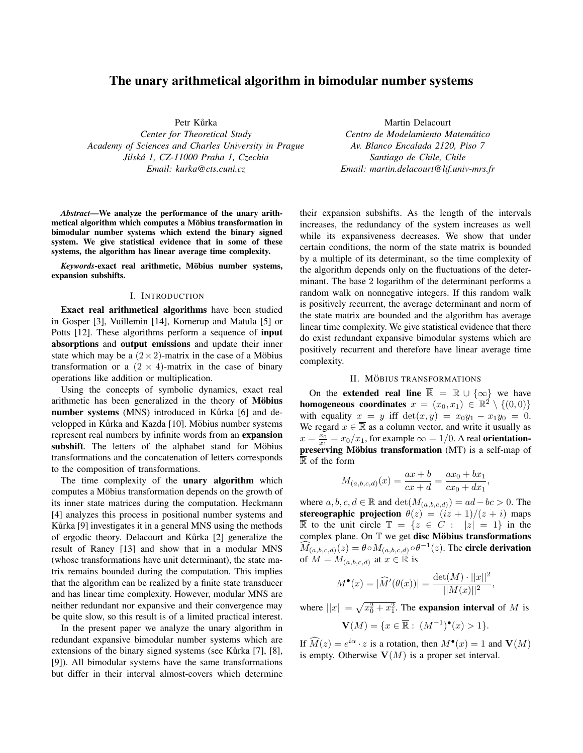# The unary arithmetical algorithm in bimodular number systems

Petr Kůrka
*Center for Theoretical Study*
*Academy of Sciences and Charles University in Prague*
*Jilská 1, CZ-11000 Praha 1, Czechia*
*Email: kurka@cts.cuni.cz*

Martin Delacourt
*Centro de Modelamiento Matemático*
*Av. Blanco Encalada 2120, Piso 7*
*Santiago de Chile, Chile*
*Email: martin.delacourt@lif.univ-mrs.fr*

***Abstract*—We analyze the performance of the unary arithmetical algorithm which computes a Möbius transformation in bimodular number systems which extend the binary signed system. We give statistical evidence that in some of these systems, the algorithm has linear average time complexity.**

***Keywords*-exact real arithmetic, Möbius number systems, expansion subshifts.**

## I. Introduction

**Exact real arithmetical algorithms** have been studied in Gosper [3], Vuillemin [14], Kornerup and Matula [5] or Potts [12]. These algorithms perform a sequence of **input absorptions** and **output emissions** and update their inner state which may be a $(2\times 2)$-matrix in the case of a Möbius transformation or a $(2\times 4)$-matrix in the case of binary operations like addition or multiplication.

Using the concepts of symbolic dynamics, exact real arithmetic has been generalized in the theory of **Möbius number systems** (MNS) introduced in Kůrka [6] and developped in Kůrka and Kazda [10]. Möbius number systems represent real numbers by infinite words from an **expansion subshift**. The letters of the alphabet stand for Möbius transformations and the concatenation of letters corresponds to the composition of transformations.

The time complexity of the **unary algorithm** which computes a Möbius transformation depends on the growth of its inner state matrices during the computation. Heckmann [4] analyzes this process in positional number systems and Kůrka [9] investigates it in a general MNS using the methods of ergodic theory. Delacourt and Kůrka [2] generalize the result of Raney [13] and show that in a modular MNS (whose transformations have unit determinant), the state matrix remains bounded during the computation. This implies that the algorithm can be realized by a finite state transducer and has linear time complexity. However, modular MNS are neither redundant nor expansive and their convergence may be quite slow, so this result is of a limited practical interest.

In the present paper we analyze the unary algorithm in redundant expansive bimodular number systems which are extensions of the binary signed systems (see Kůrka [7], [8], [9]). All bimodular systems have the same transformations but differ in their interval almost-covers which determine their expansion subshifts. As the length of the intervals increases, the redundancy of the system increases as well while its expansiveness decreases. We show that under certain conditions, the norm of the state matrix is bounded by a multiple of its determinant, so the time complexity of the algorithm depends only on the fluctuations of the determinant. The base 2 logarithm of the determinant performs a random walk on nonnegative integers. If this random walk is positively recurrent, the average determinant and norm of the state matrix are bounded and the algorithm has average linear time complexity. We give statistical evidence that there do exist redundant expansive bimodular systems which are positively recurrent and therefore have linear average time complexity.

## II. Möbius transformations

On the **extended real line** $\overline{\mathbb{R}} = \mathbb{R}\cup\{\infty\}$ we have **homogeneous coordinates** $x = (x_0, x_1) \in \mathbb{R}^2\setminus\{(0,0)\}$ with equality $x = y$ iff $\det(x,y) = x_0y_1 - x_1y_0 = 0$. We regard $x\in\overline{\mathbb{R}}$ as a column vector, and write it usually as $x = \frac{x_0}{x_1} = x_0/x_1$, for example $\infty = 1/0$. A real **orientation-preserving Möbius transformation** (MT) is a self-map of $\overline{\mathbb{R}}$ of the form

$$M_{(a,b,c,d)}(x) = \frac{ax+b}{cx+d} = \frac{ax_0+bx_1}{cx_0+dx_1},$$

where $a,b,c,d\in\mathbb{R}$ and $\det(M_{(a,b,c,d)}) = ad-bc > 0$. The **stereographic projection** $\theta(z) = (iz+1)/(z+i)$ maps $\overline{\mathbb{R}}$ to the unit circle $\mathbb{T} = \{z \in C : \ |z| = 1\}$ in the complex plane. On $\mathbb{T}$ we get **disc Möbius transformations** $\widehat{M}_{(a,b,c,d)}(z) = \theta\circ M_{(a,b,c,d)}\circ\theta^{-1}(z)$. The **circle derivation** of $M = M_{(a,b,c,d)}$ at $x\in\overline{\mathbb{R}}$ is

$$M^{\bullet}(x) = |\widehat{M}'(\theta(x))| = \frac{\det(M)\cdot||x||^2}{||M(x)||^2},$$

where $||x|| = \sqrt{x_0^2+x_1^2}$. The **expansion interval** of $M$ is

$$\mathbf{V}(M) = \{x\in\overline{\mathbb{R}} :\ (M^{-1})^{\bullet}(x) > 1\}.$$

If $\widehat{M}(z) = e^{i\alpha}\cdot z$ is a rotation, then $M^{\bullet}(x) = 1$ and $\mathbf{V}(M)$ is empty. Otherwise $\mathbf{V}(M)$ is a proper set interval.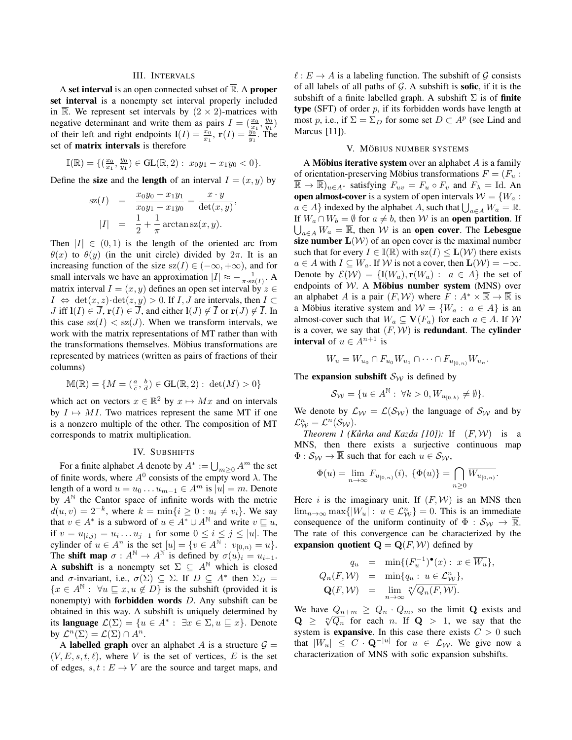## III. Intervals

A **set interval** is an open connected subset of $\overline{\mathbb{R}}$. A **proper set interval** is a nonempty set interval properly included in $\overline{\mathbb{R}}$. We represent set intervals by $(2 \times 2)$-matrices with negative determinant and write them as pairs $I = (\frac{x_0}{x_1}, \frac{y_0}{y_1})$ of their left and right endpoints $\mathbf{l}(I) = \frac{x_0}{x_1}$, $\mathbf{r}(I) = \frac{y_0}{y_1}$. The set of **matrix intervals** is therefore

$$\mathbb{I}(\mathbb{R}) = \{(\tfrac{x_0}{x_1}, \tfrac{y_0}{y_1}) \in \mathrm{GL}(\mathbb{R}, 2) : \; x_0 y_1 - x_1 y_0 < 0\}.$$

Define the **size** and the **length** of an interval $I = (x, y)$ by

$$\begin{aligned} \mathrm{sz}(I) &= \frac{x_0 y_0 + x_1 y_1}{x_0 y_1 - x_1 y_0} = \frac{x \cdot y}{\det(x, y)}, \\ |I| &= \frac{1}{2} + \frac{1}{\pi} \arctan \mathrm{sz}(x, y). \end{aligned}$$

Then $|I| \in (0, 1)$ is the length of the oriented arc from $\theta(x)$ to $\theta(y)$ (in the unit circle) divided by $2\pi$. It is an increasing function of the size $\mathrm{sz}(I) \in (-\infty, +\infty)$, and for small intervals we have an approximation $|I| \approx -\frac{1}{\pi \cdot \mathrm{sz}(I)}$. A matrix interval $I = (x, y)$ defines an open set interval by $z \in I \iff \det(x, z) \cdot \det(z, y) > 0$. If $I, J$ are intervals, then $I \subset J$ iff $\mathbf{l}(I) \in \overline{J}$, $\mathbf{r}(I) \in \overline{J}$, and either $\mathbf{l}(J) \notin \overline{I}$ or $\mathbf{r}(J) \notin \overline{I}$. In this case $\mathrm{sz}(I) < \mathrm{sz}(J)$. When we transform intervals, we work with the matrix representations of MT rather than with the transformations themselves. Möbius transformations are represented by matrices (written as pairs of fractions of their columns)

$$\mathbb{M}(\mathbb{R}) = \{M = (\tfrac{a}{c}, \tfrac{b}{d}) \in \mathrm{GL}(\mathbb{R}, 2) : \; \det(M) > 0\}$$

which act on vectors $x \in \mathbb{R}^2$ by $x \mapsto Mx$ and on intervals by $I \mapsto MI$. Two matrices represent the same MT if one is a nonzero multiple of the other. The composition of MT corresponds to matrix multiplication.

## IV. Subshifts

For a finite alphabet $A$ denote by $A^* := \bigcup_{m \geq 0} A^m$ the set of finite words, where $A^0$ consists of the empty word $\lambda$. The length of a word $u = u_0 \dots u_{m-1} \in A^m$ is $|u| = m$. Denote by $A^{\mathbb{N}}$ the Cantor space of infinite words with the metric $d(u, v) = 2^{-k}$, where $k = \min\{i \geq 0 : u_i \neq v_i\}$. We say that $v \in A^*$ is a subword of $u \in A^* \cup A^{\mathbb{N}}$ and write $v \sqsubseteq u$, if $v = u_{[i,j)} = u_i \dots u_{j-1}$ for some $0 \leq i \leq j \leq |u|$. The cylinder of $u \in A^n$ is the set $[u] = \{v \in A^{\mathbb{N}} : \; v_{[0,n)} = u\}$. The **shift map** $\sigma : A^{\mathbb{N}} \to A^{\mathbb{N}}$ is defined by $\sigma(u)_i = u_{i+1}$. A **subshift** is a nonempty set $\Sigma \subseteq A^{\mathbb{N}}$ which is closed and $\sigma$-invariant, i.e., $\sigma(\Sigma) \subseteq \Sigma$. If $D \subseteq A^*$ then $\Sigma_D = \{x \in A^{\mathbb{N}} : \; \forall u \sqsubseteq x, u \notin D\}$ is the subshift (provided it is nonempty) with **forbidden words** $D$. Any subshift can be obtained in this way. A subshift is uniquely determined by its **language** $\mathcal{L}(\Sigma) = \{u \in A^* : \; \exists x \in \Sigma, u \sqsubseteq x\}$. Denote by $\mathcal{L}^n(\Sigma) = \mathcal{L}(\Sigma) \cap A^n$.

A **labelled graph** over an alphabet $A$ is a structure $\mathcal{G} = (V, E, s, t, \ell)$, where $V$ is the set of vertices, $E$ is the set of edges, $s, t : E \to V$ are the source and target maps, and $\ell : E \to A$ is a labeling function. The subshift of $\mathcal{G}$ consists of all labels of all paths of $\mathcal{G}$. A subshift is **sofic**, if it is the subshift of a finite labelled graph. A subshift $\Sigma$ is of **finite type** (SFT) of order $p$, if its forbidden words have length at most $p$, i.e., if $\Sigma = \Sigma_D$ for some set $D \subset A^p$ (see Lind and Marcus [11]).

## V. Möbius number systems

A **Möbius iterative system** over an alphabet $A$ is a family of orientation-preserving Möbius transformations $F = (F_u : \overline{\mathbb{R}} \to \overline{\mathbb{R}})_{u \in A^*}$ satisfying $F_{uv} = F_u \circ F_v$ and $F_\lambda = \mathrm{Id}$. An **open almost-cover** is a system of open intervals $\mathcal{W} = \{W_a : a \in A\}$ indexed by the alphabet $A$, such that $\bigcup_{a \in A} \overline{W_a} = \overline{\mathbb{R}}$. If $W_a \cap W_b = \emptyset$ for $a \neq b$, then $\mathcal{W}$ is an **open partition**. If $\bigcup_{a \in A} W_a = \overline{\mathbb{R}}$, then $\mathcal{W}$ is an **open cover**. The **Lebesgue size number** $\mathbf{L}(\mathcal{W})$ of an open cover is the maximal number such that for every $I \in \mathbb{I}(\mathbb{R})$ with $\mathrm{sz}(I) \leq \mathbf{L}(\mathcal{W})$ there exists $a \in A$ with $I \subseteq W_a$. If $\mathcal{W}$ is not a cover, then $\mathbf{L}(\mathcal{W}) = -\infty$. Denote by $\mathcal{E}(\mathcal{W}) = \{\mathbf{l}(W_a), \mathbf{r}(W_a) : \; a \in A\}$ the set of endpoints of $\mathcal{W}$. A **Möbius number system** (MNS) over an alphabet $A$ is a pair $(F, \mathcal{W})$ where $F : A^* \times \overline{\mathbb{R}} \to \overline{\mathbb{R}}$ is a Möbius iterative system and $\mathcal{W} = \{W_a : \; a \in A\}$ is an almost-cover such that $W_a \subseteq \mathbf{V}(F_a)$ for each $a \in A$. If $\mathcal{W}$ is a cover, we say that $(F, \mathcal{W})$ is **redundant**. The **cylinder interval** of $u \in A^{n+1}$ is

$$W_u = W_{u_0} \cap F_{u_0} W_{u_1} \cap \dots \cap F_{u_{[0,n)}} W_{u_n}.$$

The **expansion subshift** $\mathcal{S}_{\mathcal{W}}$ is defined by

$$\mathcal{S}_{\mathcal{W}} = \{u \in A^{\mathbb{N}} : \; \forall k > 0, W_{u_{[0,k)}} \neq \emptyset\}.$$

We denote by $\mathcal{L}_{\mathcal{W}} = \mathcal{L}(\mathcal{S}_{\mathcal{W}})$ the language of $\mathcal{S}_{\mathcal{W}}$ and by $\mathcal{L}^n_{\mathcal{W}} = \mathcal{L}^n(\mathcal{S}_{\mathcal{W}})$.

*Theorem 1 (Kůrka and Kazda [10]):* If $(F, \mathcal{W})$ is a MNS, then there exists a surjective continuous map $\Phi : \mathcal{S}_{\mathcal{W}} \to \overline{\mathbb{R}}$ such that for each $u \in \mathcal{S}_{\mathcal{W}}$,

$$\Phi(u) = \lim_{n \to \infty} F_{u_{[0,n)}}(i), \; \{\Phi(u)\} = \bigcap_{n \geq 0} \overline{W_{u_{[0,n)}}}.$$

Here $i$ is the imaginary unit. If $(F, \mathcal{W})$ is an MNS then $\lim_{n \to \infty} \max\{|W_u| : \; u \in \mathcal{L}^n_{\mathcal{W}}\} = 0$. This is an immediate consequence of the uniform continuity of $\Phi : \mathcal{S}_{\mathcal{W}} \to \overline{\mathbb{R}}$. The rate of this convergence can be characterized by the **expansion quotient** $\mathbf{Q} = \mathbf{Q}(F, \mathcal{W})$ defined by

$$\begin{aligned} q_u &= \min\{(F_u^{-1})^\bullet(x) : \; x \in \overline{W_u}\}, \\ Q_n(F, \mathcal{W}) &= \min\{q_u : \; u \in \mathcal{L}^n_{\mathcal{W}}\}, \\ \mathbf{Q}(F, \mathcal{W}) &= \lim_{n \to \infty} \sqrt[n]{Q_n(F, \mathcal{W})}. \end{aligned}$$

We have $Q_{n+m} \geq Q_n \cdot Q_m$, so the limit $\mathbf{Q}$ exists and $\mathbf{Q} \geq \sqrt[n]{Q_n}$ for each $n$. If $\mathbf{Q} > 1$, we say that the system is **expansive**. In this case there exists $C > 0$ such that $|W_u| \leq C \cdot \mathbf{Q}^{-|u|}$ for $u \in \mathcal{L}_{\mathcal{W}}$. We give now a characterization of MNS with sofic expansion subshifts.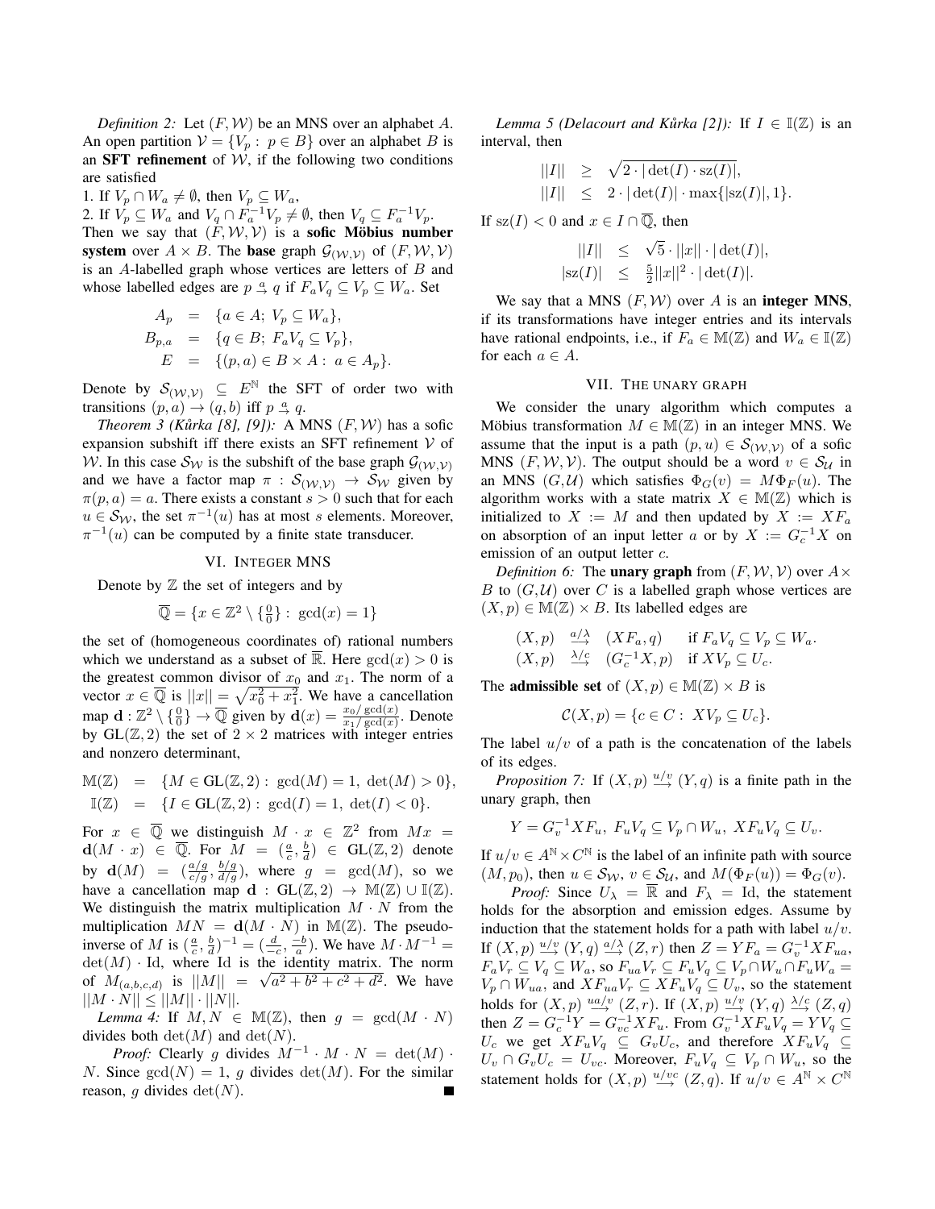*Definition 2:* Let $(F, \mathcal{W})$ be an MNS over an alphabet $A$. An open partition $\mathcal{V} = \{V_p : p \in B\}$ over an alphabet $B$ is an **SFT refinement** of $\mathcal{W}$, if the following two conditions are satisfied

1. If $V_p \cap W_a \neq \emptyset$, then $V_p \subseteq W_a$,
2. If $V_p \subseteq W_a$ and $V_q \cap F_a^{-1} V_p \neq \emptyset$, then $V_q \subseteq F_a^{-1} V_p$.

Then we say that $(F, \mathcal{W}, \mathcal{V})$ is a **sofic Möbius number system** over $A \times B$. The **base** graph $\mathcal{G}_{(\mathcal{W},\mathcal{V})}$ of $(F, \mathcal{W}, \mathcal{V})$ is an $A$-labelled graph whose vertices are letters of $B$ and whose labelled edges are $p \xrightarrow{a} q$ if $F_a V_q \subseteq V_p \subseteq W_a$. Set

$$\begin{aligned} A_p &= \{a \in A;\ V_p \subseteq W_a\}, \\ B_{p,a} &= \{q \in B;\ F_a V_q \subseteq V_p\}, \\ E &= \{(p, a) \in B \times A :\ a \in A_p\}. \end{aligned}$$

Denote by $\mathcal{S}_{(\mathcal{W},\mathcal{V})} \subseteq E^{\mathbb{N}}$ the SFT of order two with transitions $(p, a) \to (q, b)$ iff $p \xrightarrow{a} q$.

*Theorem 3 (Kůrka [8], [9]):* A MNS $(F, \mathcal{W})$ has a sofic expansion subshift iff there exists an SFT refinement $\mathcal{V}$ of $\mathcal{W}$. In this case $\mathcal{S}_{\mathcal{W}}$ is the subshift of the base graph $\mathcal{G}_{(\mathcal{W},\mathcal{V})}$ and we have a factor map $\pi : \mathcal{S}_{(\mathcal{W},\mathcal{V})} \to \mathcal{S}_{\mathcal{W}}$ given by $\pi(p, a) = a$. There exists a constant $s > 0$ such that for each $u \in \mathcal{S}_{\mathcal{W}}$, the set $\pi^{-1}(u)$ has at most $s$ elements. Moreover, $\pi^{-1}(u)$ can be computed by a finite state transducer.

## VI. Integer MNS

Denote by $\mathbb{Z}$ the set of integers and by

$$\overline{\mathbb{Q}} = \{x \in \mathbb{Z}^2 \setminus \{\tbinom{0}{0}\} :\ \gcd(x) = 1\}$$

the set of (homogeneous coordinates of) rational numbers which we understand as a subset of $\overline{\mathbb{R}}$. Here $\gcd(x) > 0$ is the greatest common divisor of $x_0$ and $x_1$. The norm of a vector $x \in \overline{\mathbb{Q}}$ is $||x|| = \sqrt{x_0^2 + x_1^2}$. We have a cancellation map $\mathbf{d} : \mathbb{Z}^2 \setminus \{\tbinom{0}{0}\} \to \overline{\mathbb{Q}}$ given by $\mathbf{d}(x) = \frac{x_0/\gcd(x)}{x_1/\gcd(x)}$. Denote by $\mathrm{GL}(\mathbb{Z}, 2)$ the set of $2 \times 2$ matrices with integer entries and nonzero determinant,

$$\begin{aligned} \mathbb{M}(\mathbb{Z}) &= \{M \in \mathrm{GL}(\mathbb{Z}, 2) :\ \gcd(M) = 1,\ \det(M) > 0\}, \\ \mathbb{I}(\mathbb{Z}) &= \{I \in \mathrm{GL}(\mathbb{Z}, 2) :\ \gcd(I) = 1,\ \det(I) < 0\}. \end{aligned}$$

For $x \in \overline{\mathbb{Q}}$ we distinguish $M \cdot x \in \mathbb{Z}^2$ from $Mx = \mathbf{d}(M \cdot x) \in \overline{\mathbb{Q}}$. For $M = (\frac{a}{c}, \frac{b}{d}) \in \mathrm{GL}(\mathbb{Z}, 2)$ denote by $\mathbf{d}(M) = (\frac{a/g}{c/g}, \frac{b/g}{d/g})$, where $g = \gcd(M)$, so we have a cancellation map $\mathbf{d} : \mathrm{GL}(\mathbb{Z}, 2) \to \mathbb{M}(\mathbb{Z}) \cup \mathbb{I}(\mathbb{Z})$. We distinguish the matrix multiplication $M \cdot N$ from the multiplication $MN = \mathbf{d}(M \cdot N)$ in $\mathbb{M}(\mathbb{Z})$. The pseudo-inverse of $M$ is $(\frac{a}{c}, \frac{b}{d})^{-1} = (\frac{d}{-c}, \frac{-b}{a})$. We have $M \cdot M^{-1} = \det(M) \cdot \mathrm{Id}$, where Id is the identity matrix. The norm of $M_{(a,b,c,d)}$ is $||M|| = \sqrt{a^2 + b^2 + c^2 + d^2}$. We have $||M \cdot N|| \leq ||M|| \cdot ||N||$.

*Lemma 4:* If $M, N \in \mathbb{M}(\mathbb{Z})$, then $g = \gcd(M \cdot N)$ divides both $\det(M)$ and $\det(N)$.

*Proof:* Clearly $g$ divides $M^{-1} \cdot M \cdot N = \det(M) \cdot N$. Since $\gcd(N) = 1$, $g$ divides $\det(M)$. For the similar reason, $g$ divides $\det(N)$. ∎

*Lemma 5 (Delacourt and Kůrka [2]):* If $I \in \mathbb{I}(\mathbb{Z})$ is an interval, then

$$\begin{aligned} ||I|| &\geq \sqrt{2 \cdot |\det(I) \cdot \mathrm{sz}(I)|}, \\ ||I|| &\leq 2 \cdot |\det(I)| \cdot \max\{|\mathrm{sz}(I)|, 1\}. \end{aligned}$$

If $\mathrm{sz}(I) < 0$ and $x \in I \cap \overline{\mathbb{Q}}$, then

$$\begin{aligned} ||I|| &\leq \sqrt{5} \cdot ||x|| \cdot |\det(I)|, \\ |\mathrm{sz}(I)| &\leq \tfrac{5}{2} ||x||^2 \cdot |\det(I)|. \end{aligned}$$

We say that a MNS $(F, \mathcal{W})$ over $A$ is an **integer MNS**, if its transformations have integer entries and its intervals have rational endpoints, i.e., if $F_a \in \mathbb{M}(\mathbb{Z})$ and $W_a \in \mathbb{I}(\mathbb{Z})$ for each $a \in A$.

## VII. The unary graph

We consider the unary algorithm which computes a Möbius transformation $M \in \mathbb{M}(\mathbb{Z})$ in an integer MNS. We assume that the input is a path $(p, u) \in \mathcal{S}_{(\mathcal{W},\mathcal{V})}$ of a sofic MNS $(F, \mathcal{W}, \mathcal{V})$. The output should be a word $v \in \mathcal{S}_{\mathcal{U}}$ in an MNS $(G, \mathcal{U})$ which satisfies $\Phi_G(v) = M\Phi_F(u)$. The algorithm works with a state matrix $X \in \mathbb{M}(\mathbb{Z})$ which is initialized to $X := M$ and then updated by $X := XF_a$ on absorption of an input letter $a$ or by $X := G_c^{-1} X$ on emission of an output letter $c$.

*Definition 6:* The **unary graph** from $(F, \mathcal{W}, \mathcal{V})$ over $A \times B$ to $(G, \mathcal{U})$ over $C$ is a labelled graph whose vertices are $(X, p) \in \mathbb{M}(\mathbb{Z}) \times B$. Its labelled edges are

$$\begin{aligned} (X, p) &\xrightarrow{a/\lambda} (XF_a, q) \quad \text{if } F_a V_q \subseteq V_p \subseteq W_a. \\ (X, p) &\xrightarrow{\lambda/c} (G_c^{-1} X, p) \quad \text{if } XV_p \subseteq U_c. \end{aligned}$$

The **admissible set** of $(X, p) \in \mathbb{M}(\mathbb{Z}) \times B$ is

$$\mathcal{C}(X, p) = \{c \in C :\ XV_p \subseteq U_c\}.$$

The label $u/v$ of a path is the concatenation of the labels of its edges.

*Proposition 7:* If $(X, p) \xrightarrow{u/v} (Y, q)$ is a finite path in the unary graph, then

$$Y = G_v^{-1} X F_u,\ F_u V_q \subseteq V_p \cap W_u,\ XF_u V_q \subseteq U_v.$$

If $u/v \in A^{\mathbb{N}} \times C^{\mathbb{N}}$ is the label of an infinite path with source $(M, p_0)$, then $u \in \mathcal{S}_{\mathcal{W}}$, $v \in \mathcal{S}_{\mathcal{U}}$, and $M(\Phi_F(u)) = \Phi_G(v)$.

*Proof:* Since $U_\lambda = \overline{\mathbb{R}}$ and $F_\lambda = \mathrm{Id}$, the statement holds for the absorption and emission edges. Assume by induction that the statement holds for a path with label $u/v$. If $(X, p) \xrightarrow{u/v} (Y, q) \xrightarrow{a/\lambda} (Z, r)$ then $Z = YF_a = G_v^{-1} XF_{ua}$, $F_a V_r \subseteq V_q \subseteq W_a$, so $F_{ua} V_r \subseteq F_u V_q \subseteq V_p \cap W_u \cap F_u W_a = V_p \cap W_{ua}$, and $XF_{ua} V_r \subseteq XF_u V_q \subseteq U_v$, so the statement holds for $(X, p) \xrightarrow{ua/v} (Z, r)$. If $(X, p) \xrightarrow{u/v} (Y, q) \xrightarrow{\lambda/c} (Z, q)$ then $Z = G_c^{-1} Y = G_{vc}^{-1} XF_u$. From $G_v^{-1} XF_u V_q = YV_q \subseteq U_c$ we get $XF_u V_q \subseteq G_v U_c$, and therefore $XF_u V_q \subseteq U_v \cap G_v U_c = U_{vc}$. Moreover, $F_u V_q \subseteq V_p \cap W_u$, so the statement holds for $(X, p) \xrightarrow{u/vc} (Z, q)$. If $u/v \in A^{\mathbb{N}} \times C^{\mathbb{N}}$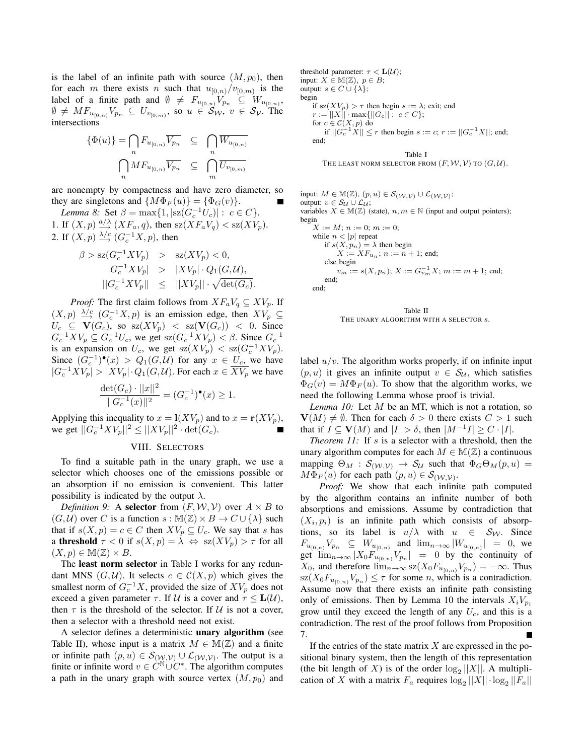is the label of an infinite path with source $(M, p_0)$, then for each $m$ there exists $n$ such that $u_{[0,n)}/v_{[0,m)}$ is the label of a finite path and $\emptyset \neq F_{u_{[0,n)}} V_{p_n} \subseteq W_{u_{[0,n)}}$, $\emptyset \neq M F_{u_{[0,n)}} V_{p_n} \subseteq U_{v_{[0,m)}}$, so $u \in \mathcal{S}_{\mathcal{W}}$, $v \in \mathcal{S}_{\mathcal{V}}$. The intersections

$$\{\Phi(u)\} = \bigcap_n F_{u_{[0,n)}} \overline{V_{p_n}} \subseteq \bigcap_n \overline{W_{u_{[0,n)}}}$$

$$\bigcap_n M F_{u_{[0,n)}} \overline{V_{p_n}} \subseteq \bigcap_m \overline{U_{v_{[0,m)}}}$$

are nonempty by compactness and have zero diameter, so they are singletons and $\{M\Phi_F(u)\} = \{\Phi_G(v)\}$. ■

*Lemma 8:* Set $\beta = \max\{1, |\mathrm{sz}(G_c^{-1}U_c)| : c \in C\}$.

1. If $(X, p) \xrightarrow{a/\lambda} (XF_a, q)$, then $\mathrm{sz}(XF_aV_q) < \mathrm{sz}(XV_p)$.
2. If $(X, p) \xrightarrow{\lambda/c} (G_c^{-1}X, p)$, then

$$\begin{aligned} \beta > \mathrm{sz}(G_c^{-1}XV_p) &> \mathrm{sz}(XV_p) < 0, \\ |G_c^{-1}XV_p| &> |XV_p| \cdot Q_1(G, \mathcal{U}), \\ ||G_c^{-1}XV_p|| &\leq ||XV_p|| \cdot \sqrt{\det(G_c)}. \end{aligned}$$

*Proof:* The first claim follows from $XF_aV_q \subseteq XV_p$. If $(X, p) \xrightarrow{\lambda/c} (G_c^{-1}X, p)$ is an emission edge, then $XV_p \subseteq U_c \subseteq \mathbf{V}(G_c)$, so $\mathrm{sz}(XV_p) < \mathrm{sz}(\mathbf{V}(G_c)) < 0$. Since $G_c^{-1}XV_p \subseteq G_c^{-1}U_c$, we get $\mathrm{sz}(G_c^{-1}XV_p) < \beta$. Since $G_c^{-1}$ is an expansion on $U_c$, we get $\mathrm{sz}(XV_p) < \mathrm{sz}(G_c^{-1}XV_p)$. Since $(G_c^{-1})^\bullet(x) > Q_1(G, \mathcal{U})$ for any $x \in U_c$, we have $|G_c^{-1}XV_p| > |XV_p| \cdot Q_1(G, \mathcal{U})$. For each $x \in \overline{XV_p}$ we have

$$\frac{\det(G_c) \cdot ||x||^2}{||G_c^{-1}(x)||^2} = (G_c^{-1})^\bullet(x) \geq 1.$$

Applying this inequality to $x = \mathbf{l}(XV_p)$ and to $x = \mathbf{r}(XV_p)$, we get $||G_c^{-1}XV_p||^2 \leq ||XV_p||^2 \cdot \det(G_c)$. ■

## VIII. Selectors

To find a suitable path in the unary graph, we use a selector which chooses one of the emissions possible or an absorption if no emission is convenient. This latter possibility is indicated by the output $\lambda$.

*Definition 9:* A **selector** from $(F, \mathcal{W}, \mathcal{V})$ over $A \times B$ to $(G, \mathcal{U})$ over $C$ is a function $s : \mathbb{M}(\mathbb{Z}) \times B \to C \cup \{\lambda\}$ such that if $s(X, p) = c \in C$ then $XV_p \subseteq U_c$. We say that $s$ has a **threshold** $\tau < 0$ if $s(X, p) = \lambda \Leftrightarrow \mathrm{sz}(XV_p) > \tau$ for all $(X, p) \in \mathbb{M}(\mathbb{Z}) \times B$.

The **least norm selector** in Table I works for any redundant MNS $(G, \mathcal{U})$. It selects $c \in \mathcal{C}(X, p)$ which gives the smallest norm of $G_c^{-1}X$, provided the size of $XV_p$ does not exceed a given parameter $\tau$. If $\mathcal{U}$ is a cover and $\tau \leq \mathbf{L}(\mathcal{U})$, then $\tau$ is the threshold of the selector. If $\mathcal{U}$ is not a cover, then a selector with a threshold need not exist.

```
threshold parameter: τ < L(U);
input: X ∈ M(Z), p ∈ B;
output: s ∈ C ∪ {λ};
begin
    if sz(XV_p) > τ then begin s := λ; exit; end
    r := ||X|| · max{||G_c|| : c ∈ C};
    for c ∈ C(X, p) do
        if ||G_c^{-1} X|| ≤ r then begin s := c; r := ||G_c^{-1} X||; end;
end;
```

Table I
The least norm selector from $(F, \mathcal{W}, \mathcal{V})$ to $(G, \mathcal{U})$.

A selector defines a deterministic **unary algorithm** (see Table II), whose input is a matrix $M \in \mathbb{M}(\mathbb{Z})$ and a finite or infinite path $(p, u) \in \mathcal{S}_{(\mathcal{W},\mathcal{V})} \cup \mathcal{L}_{(\mathcal{W},\mathcal{V})}$. The output is a finite or infinite word $v \in C^{\mathbb{N}} \cup C^*$. The algorithm computes a path in the unary graph with source vertex $(M, p_0)$ and label $u/v$. The algorithm works properly, if on infinite input $(p, u)$ it gives an infinite output $v \in \mathcal{S}_{\mathcal{U}}$, which satisfies $\Phi_G(v) = M\Phi_F(u)$. To show that the algorithm works, we need the following Lemma whose proof is trivial.

```
input: M ∈ M(Z), (p, u) ∈ S_(W,V) ∪ L_(W,V);
output: v ∈ S_U ∪ L_U;
variables X ∈ M(Z) (state), n, m ∈ N (input and output pointers);
begin
    X := M; n := 0; m := 0;
    while n < |p| repeat
        if s(X, p_n) = λ then begin
            X := XF_{u_n}; n := n + 1; end;
        else begin
            v_m := s(X, p_n); X := G_{v_m}^{-1} X; m := m + 1; end;
    end;
end;
```

Table II
The unary algorithm with a selector $s$.

*Lemma 10:* Let $M$ be an MT, which is not a rotation, so $\mathbf{V}(M) \neq \emptyset$. Then for each $\delta > 0$ there exists $C > 1$ such that if $I \subseteq \mathbf{V}(M)$ and $|I| > \delta$, then $|M^{-1}I| \geq C \cdot |I|$.

*Theorem 11:* If $s$ is a selector with a threshold, then the unary algorithm computes for each $M \in \mathbb{M}(\mathbb{Z})$ a continuous mapping $\Theta_M : \mathcal{S}_{(\mathcal{W},\mathcal{V})} \to \mathcal{S}_{\mathcal{U}}$ such that $\Phi_G \Theta_M(p, u) = M\Phi_F(u)$ for each path $(p, u) \in \mathcal{S}_{(\mathcal{W},\mathcal{V})}$.

*Proof:* We show that each infinite path computed by the algorithm contains an infinite number of both absorptions and emissions. Assume by contradiction that $(X_i, p_i)$ is an infinite path which consists of absorptions, so its label is $u/\lambda$ with $u \in \mathcal{S}_{\mathcal{W}}$. Since $F_{u_{[0,n)}} V_{p_n} \subseteq W_{u_{[0,n)}}$ and $\lim_{n\to\infty} |W_{u_{[0,n)}}| = 0$, we get $\lim_{n\to\infty} |X_0 F_{u_{[0,n)}} V_{p_n}| = 0$ by the continuity of $X_0$, and therefore $\lim_{n\to\infty} \mathrm{sz}(X_0 F_{u_{[0,n)}} V_{p_n}) = -\infty$. Thus $\mathrm{sz}(X_0 F_{u_{[0,n)}} V_{p_n}) \leq \tau$ for some $n$, which is a contradiction. Assume now that there exists an infinite path consisting only of emissions. Then by Lemma 10 the intervals $X_i V_{p_i}$ grow until they exceed the length of any $U_c$, and this is a contradiction. The rest of the proof follows from Proposition 7. ■

If the entries of the state matrix $X$ are expressed in the positional binary system, then the length of this representation (the bit length of $X$) is of the order $\log_2 ||X||$. A multiplication of $X$ with a matrix $F_a$ requires $\log_2 ||X|| \cdot \log_2 ||F_a||$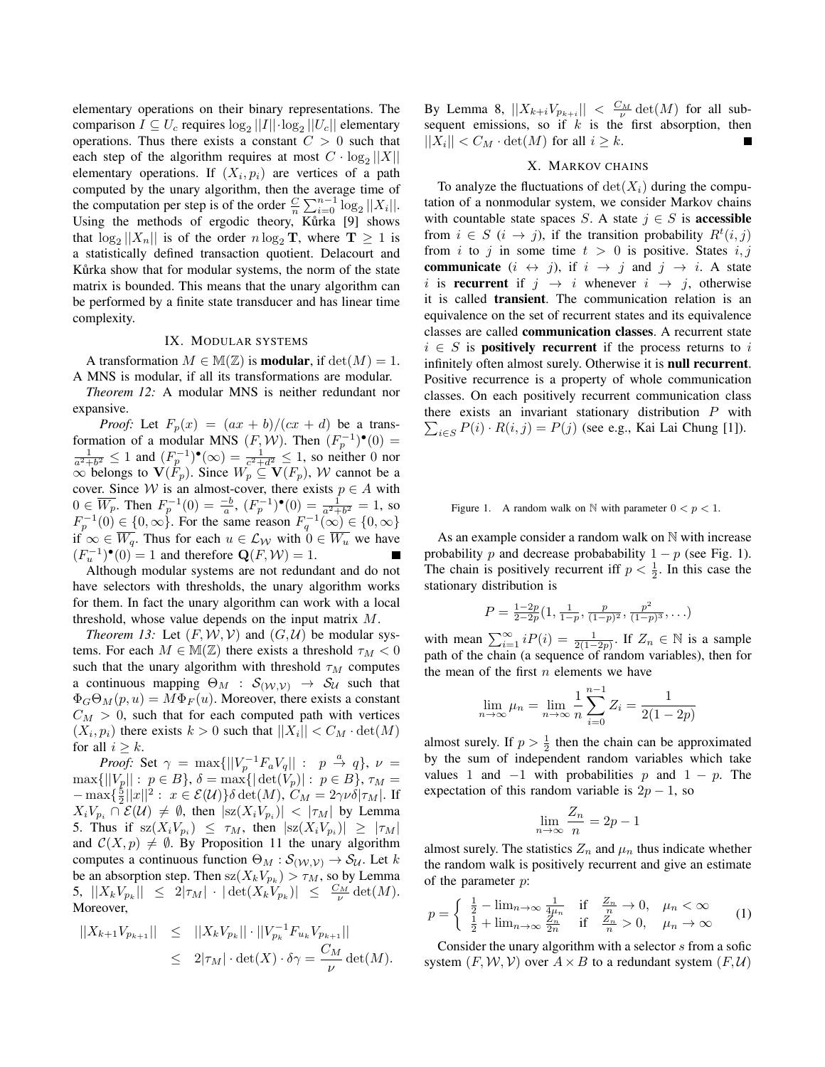elementary operations on their binary representations. The comparison $I \subseteq U_c$ requires $\log_2 ||I|| \cdot \log_2 ||U_c||$ elementary operations. Thus there exists a constant $C > 0$ such that each step of the algorithm requires at most $C \cdot \log_2 ||X||$ elementary operations. If $(X_i, p_i)$ are vertices of a path computed by the unary algorithm, then the average time of the computation per step is of the order $\frac{C}{n} \sum_{i=0}^{n-1} \log_2 ||X_i||$. Using the methods of ergodic theory, Kůrka [9] shows that $\log_2 ||X_n||$ is of the order $n \log_2 \mathbf{T}$, where $\mathbf{T} \geq 1$ is a statistically defined transaction quotient. Delacourt and Kůrka show that for modular systems, the norm of the state matrix is bounded. This means that the unary algorithm can be performed by a finite state transducer and has linear time complexity.

## IX. Modular systems

A transformation $M \in \mathbb{M}(\mathbb{Z})$ is **modular**, if $\det(M) = 1$. A MNS is modular, if all its transformations are modular.

*Theorem 12:* A modular MNS is neither redundant nor expansive.

*Proof:* Let $F_p(x) = (ax + b)/(cx + d)$ be a transformation of a modular MNS $(F, \mathcal{W})$. Then $(F_p^{-1})^\bullet(0) = \frac{1}{a^2+b^2} \leq 1$ and $(F_p^{-1})^\bullet(\infty) = \frac{1}{c^2+d^2} \leq 1$, so neither 0 nor $\infty$ belongs to $\mathbf{V}(F_p)$. Since $W_p \subseteq \mathbf{V}(F_p)$, $\mathcal{W}$ cannot be a cover. Since $\mathcal{W}$ is an almost-cover, there exists $p \in A$ with $0 \in \overline{W_p}$. Then $F_p^{-1}(0) = \frac{-b}{a}$, $(F_p^{-1})^\bullet(0) = \frac{1}{a^2+b^2} = 1$, so $F_p^{-1}(0) \in \{0, \infty\}$. For the same reason $F_q^{-1}(\infty) \in \{0, \infty\}$ if $\infty \in \overline{W_q}$. Thus for each $u \in \mathcal{L}_\mathcal{W}$ with $0 \in \overline{W_u}$ we have $(F_u^{-1})^\bullet(0) = 1$ and therefore $\mathbf{Q}(F, \mathcal{W}) = 1$. ∎

Although modular systems are not redundant and do not have selectors with thresholds, the unary algorithm works for them. In fact the unary algorithm can work with a local threshold, whose value depends on the input matrix $M$.

*Theorem 13:* Let $(F, \mathcal{W}, \mathcal{V})$ and $(G, \mathcal{U})$ be modular systems. For each $M \in \mathbb{M}(\mathbb{Z})$ there exists a threshold $\tau_M < 0$ such that the unary algorithm with threshold $\tau_M$ computes a continuous mapping $\Theta_M : \mathcal{S}_{(\mathcal{W},\mathcal{V})} \to \mathcal{S}_\mathcal{U}$ such that $\Phi_G \Theta_M(p, u) = M \Phi_F(u)$. Moreover, there exists a constant $C_M > 0$, such that for each computed path with vertices $(X_i, p_i)$ there exists $k > 0$ such that $||X_i|| < C_M \cdot \det(M)$ for all $i \geq k$.

*Proof:* Set $\gamma = \max\{||V_p^{-1} F_a V_q|| : p \xrightarrow{a} q\}$, $\nu = \max\{||V_p|| : p \in B\}$, $\delta = \max\{|\det(V_p)| : p \in B\}$, $\tau_M = -\max\{\frac{5}{2}||x||^2 : x \in \mathcal{E}(\mathcal{U})\}\delta \det(M)$, $C_M = 2\gamma\nu\delta|\tau_M|$. If $X_i V_{p_i} \cap \mathcal{E}(\mathcal{U}) \neq \emptyset$, then $|\mathrm{sz}(X_i V_{p_i})| < |\tau_M|$ by Lemma 5. Thus if $\mathrm{sz}(X_i V_{p_i}) \leq \tau_M$, then $|\mathrm{sz}(X_i V_{p_i})| \geq |\tau_M|$ and $\mathcal{C}(X, p) \neq \emptyset$. By Proposition 11 the unary algorithm computes a continuous function $\Theta_M : \mathcal{S}_{(\mathcal{W},\mathcal{V})} \to \mathcal{S}_\mathcal{U}$. Let $k$ be an absorption step. Then $\mathrm{sz}(X_k V_{p_k}) > \tau_M$, so by Lemma 5, $||X_k V_{p_k}|| \leq 2|\tau_M| \cdot |\det(X_k V_{p_k})| \leq \frac{C_M}{\nu} \det(M)$. Moreover,

$$
\begin{aligned}
||X_{k+1} V_{p_{k+1}}|| &\leq ||X_k V_{p_k}|| \cdot ||V_{p_k}^{-1} F_{u_k} V_{p_{k+1}}|| \\
&\leq 2|\tau_M| \cdot \det(X) \cdot \delta\gamma = \frac{C_M}{\nu} \det(M).
\end{aligned}
$$

By Lemma 8, $||X_{k+i} V_{p_{k+i}}|| < \frac{C_M}{\nu} \det(M)$ for all subsequent emissions, so if $k$ is the first absorption, then $||X_i|| < C_M \cdot \det(M)$ for all $i \geq k$. ∎

## X. Markov chains

To analyze the fluctuations of $\det(X_i)$ during the computation of a nonmodular system, we consider Markov chains with countable state spaces $S$. A state $j \in S$ is **accessible** from $i \in S$ ($i \to j$), if the transition probability $R^t(i, j)$ from $i$ to $j$ in some time $t > 0$ is positive. States $i, j$ **communicate** ($i \leftrightarrow j$), if $i \to j$ and $j \to i$. A state $i$ is **recurrent** if $j \to i$ whenever $i \to j$, otherwise it is called **transient**. The communication relation is an equivalence on the set of recurrent states and its equivalence classes are called **communication classes**. A recurrent state $i \in S$ is **positively recurrent** if the process returns to $i$ infinitely often almost surely. Otherwise it is **null recurrent**. Positive recurrence is a property of whole communication classes. On each positively recurrent communication class there exists an invariant stationary distribution $P$ with $\sum_{i \in S} P(i) \cdot R(i, j) = P(j)$ (see e.g., Kai Lai Chung [1]).

Figure 1. A random walk on $\mathbb{N}$ with parameter $0 < p < 1$.

As an example consider a random walk on $\mathbb{N}$ with increase probability $p$ and decrease probability $1 - p$ (see Fig. 1). The chain is positively recurrent iff $p < \frac{1}{2}$. In this case the stationary distribution is

$$
P = \tfrac{1-2p}{2-2p}\left(1, \tfrac{1}{1-p}, \tfrac{p}{(1-p)^2}, \tfrac{p^2}{(1-p)^3}, \ldots\right)
$$

with mean $\sum_{i=1}^{\infty} i P(i) = \frac{1}{2(1-2p)}$. If $Z_n \in \mathbb{N}$ is a sample path of the chain (a sequence of random variables), then for the mean of the first $n$ elements we have

$$
\lim_{n\to\infty} \mu_n = \lim_{n\to\infty} \frac{1}{n} \sum_{i=0}^{n-1} Z_i = \frac{1}{2(1-2p)}
$$

almost surely. If $p > \frac{1}{2}$ then the chain can be approximated by the sum of independent random variables which take values 1 and $-1$ with probabilities $p$ and $1 - p$. The expectation of this random variable is $2p - 1$, so

$$
\lim_{n\to\infty} \frac{Z_n}{n} = 2p - 1
$$

almost surely. The statistics $Z_n$ and $\mu_n$ thus indicate whether the random walk is positively recurrent and give an estimate of the parameter $p$:

$$
p = \begin{cases} \frac{1}{2} - \lim_{n\to\infty} \frac{1}{4\mu_n} & \text{if} \quad \frac{Z_n}{n} \to 0, \quad \mu_n < \infty \\ \frac{1}{2} + \lim_{n\to\infty} \frac{Z_n}{2n} & \text{if} \quad \frac{Z_n}{n} > 0, \quad \mu_n \to \infty \end{cases} \tag{1}
$$

Consider the unary algorithm with a selector $s$ from a sofic system $(F, \mathcal{W}, \mathcal{V})$ over $A \times B$ to a redundant system $(F, \mathcal{U})$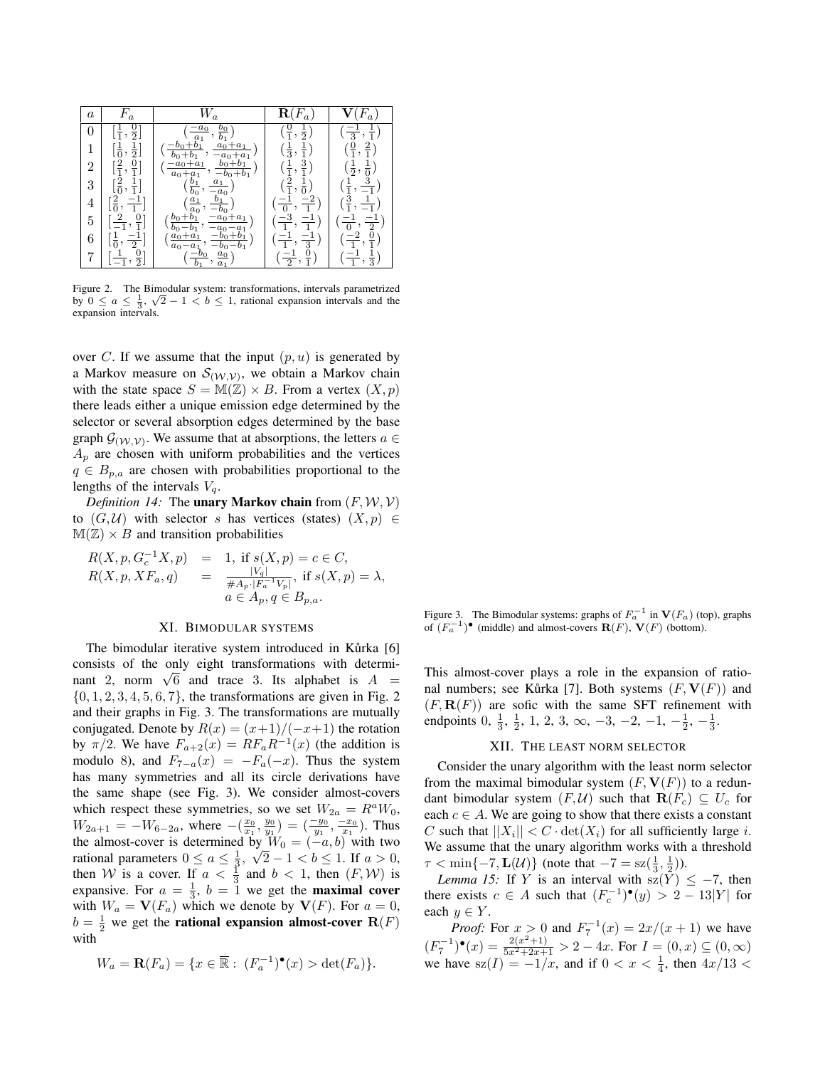| $a$ | $F_a$ | $W_a$ | $\mathbf{R}(F_a)$ | $\mathbf{V}(F_a)$ |
|---|---|---|---|---|
| 0 | $[\frac{1}{1}, \frac{0}{2}]$ | $(\frac{-a_0}{a_1}, \frac{b_0}{b_1})$ | $(\frac{0}{1}, \frac{1}{2})$ | $(\frac{-1}{3}, \frac{1}{1})$ |
| 1 | $[\frac{1}{0}, \frac{1}{2}]$ | $(\frac{-b_0+b_1}{b_0+b_1}, \frac{a_0+a_1}{-a_0+a_1})$ | $(\frac{1}{3}, \frac{1}{1})$ | $(\frac{0}{1}, \frac{2}{1})$ |
| 2 | $[\frac{2}{1}, \frac{0}{1}]$ | $(\frac{-a_0+a_1}{a_0+a_1}, \frac{b_0+b_1}{-b_0+b_1})$ | $(\frac{1}{1}, \frac{3}{1})$ | $(\frac{1}{2}, \frac{1}{0})$ |
| 3 | $[\frac{2}{0}, \frac{1}{1}]$ | $(\frac{b_1}{b_0}, \frac{a_1}{-a_0})$ | $(\frac{2}{1}, \frac{1}{0})$ | $(\frac{1}{1}, \frac{3}{-1})$ |
| 4 | $[\frac{2}{0}, \frac{-1}{1}]$ | $(\frac{a_1}{a_0}, \frac{b_1}{-b_0})$ | $(\frac{-1}{0}, \frac{-2}{1})$ | $(\frac{3}{1}, \frac{1}{-1})$ |
| 5 | $[\frac{2}{-1}, \frac{0}{1}]$ | $(\frac{b_0+b_1}{b_0-b_1}, \frac{-a_0+a_1}{-a_0-a_1})$ | $(\frac{-3}{1}, \frac{-1}{1})$ | $(\frac{-1}{0}, \frac{-1}{2})$ |
| 6 | $[\frac{1}{0}, \frac{-1}{2}]$ | $(\frac{a_0+a_1}{a_0-a_1}, \frac{-b_0+b_1}{-b_0-b_1})$ | $(\frac{-1}{1}, \frac{-1}{3})$ | $(\frac{-2}{1}, \frac{0}{1})$ |
| 7 | $[\frac{1}{-1}, \frac{0}{2}]$ | $(\frac{-b_0}{b_1}, \frac{a_0}{a_1})$ | $(\frac{-1}{2}, \frac{0}{1})$ | $(\frac{-1}{1}, \frac{1}{3})$ |

Figure 2. The Bimodular system: transformations, intervals parametrized by $0 \leq a \leq \frac{1}{3}$, $\sqrt{2}-1 < b \leq 1$, rational expansion intervals and the expansion intervals.

over $C$. If we assume that the input $(p,u)$ is generated by a Markov measure on $\mathcal{S}_{(\mathcal{W},\mathcal{V})}$, we obtain a Markov chain with the state space $S = \mathbb{M}(\mathbb{Z}) \times B$. From a vertex $(X,p)$ there leads either a unique emission edge determined by the selector or several absorption edges determined by the base graph $\mathcal{G}_{(\mathcal{W},\mathcal{V})}$. We assume that at absorptions, the letters $a \in A_p$ are chosen with uniform probabilities and the vertices $q \in B_{p,a}$ are chosen with probabilities proportional to the lengths of the intervals $V_q$.

*Definition 14:* The **unary Markov chain** from $(F,\mathcal{W},\mathcal{V})$ to $(G,\mathcal{U})$ with selector $s$ has vertices (states) $(X,p) \in \mathbb{M}(\mathbb{Z}) \times B$ and transition probabilities

$$\begin{aligned}
R(X,p,G_c^{-1}X,p) &= 1, \text{ if } s(X,p) = c \in C,\\
R(X,p,XF_a,q) &= \frac{|V_q|}{\#A_p \cdot |F_a^{-1}V_p|}, \text{ if } s(X,p) = \lambda,\\
&\quad a \in A_p, q \in B_{p,a}.
\end{aligned}$$

## XI. Bimodular systems

The bimodular iterative system introduced in Kůrka [6] consists of the only eight transformations with determinant 2, norm $\sqrt{6}$ and trace 3. Its alphabet is $A = \{0,1,2,3,4,5,6,7\}$, the transformations are given in Fig. 2 and their graphs in Fig. 3. The transformations are mutually conjugated. Denote by $R(x) = (x+1)/(-x+1)$ the rotation by $\pi/2$. We have $F_{a+2}(x) = RF_aR^{-1}(x)$ (the addition is modulo 8), and $F_{7-a}(x) = -F_a(-x)$. Thus the system has many symmetries and all its circle derivations have the same shape (see Fig. 3). We consider almost-covers which respect these symmetries, so we set $W_{2a} = R^aW_0$, $W_{2a+1} = -W_{6-2a}$, where $-(\frac{x_0}{x_1}, \frac{y_0}{y_1}) = (\frac{-y_0}{y_1}, \frac{-x_0}{x_1})$. Thus the almost-cover is determined by $W_0 = (-a,b)$ with two rational parameters $0 \leq a \leq \frac{1}{3}$, $\sqrt{2}-1 < b \leq 1$. If $a > 0$, then $\mathcal{W}$ is a cover. If $a < \frac{1}{3}$ and $b < 1$, then $(F,\mathcal{W})$ is expansive. For $a = \frac{1}{3}$, $b = 1$ we get the **maximal cover** with $W_a = \mathbf{V}(F_a)$ which we denote by $\mathbf{V}(F)$. For $a = 0$, $b = \frac{1}{2}$ we get the **rational expansion almost-cover** $\mathbf{R}(F)$ with

$$W_a = \mathbf{R}(F_a) = \{x \in \overline{\mathbb{R}} : (F_a^{-1})^\bullet(x) > \det(F_a)\}.$$

Figure 3. The Bimodular systems: graphs of $F_a^{-1}$ in $\mathbf{V}(F_a)$ (top), graphs of $(F_a^{-1})^\bullet$ (middle) and almost-covers $\mathbf{R}(F)$, $\mathbf{V}(F)$ (bottom).

This almost-cover plays a role in the expansion of rational numbers; see Kůrka [7]. Both systems $(F,\mathbf{V}(F))$ and $(F,\mathbf{R}(F))$ are sofic with the same SFT refinement with endpoints $0$, $\frac{1}{3}$, $\frac{1}{2}$, $1$, $2$, $3$, $\infty$, $-3$, $-2$, $-1$, $-\frac{1}{2}$, $-\frac{1}{3}$.

## XII. The least norm selector

Consider the unary algorithm with the least norm selector from the maximal bimodular system $(F,\mathbf{V}(F))$ to a redundant bimodular system $(F,\mathcal{U})$ such that $\mathbf{R}(F_c) \subseteq U_c$ for each $c \in A$. We are going to show that there exists a constant $C$ such that $||X_i|| < C \cdot \det(X_i)$ for all sufficiently large $i$. We assume that the unary algorithm works with a threshold $\tau < \min\{-7, \mathbf{L}(\mathcal{U})\}$ (note that $-7 = \mathrm{sz}(\frac{1}{3}, \frac{1}{2})$).

*Lemma 15:* If $Y$ is an interval with $\mathrm{sz}(Y) \leq -7$, then there exists $c \in A$ such that $(F_c^{-1})^\bullet(y) > 2 - 13|Y|$ for each $y \in Y$.

*Proof:* For $x > 0$ and $F_7^{-1}(x) = 2x/(x+1)$ we have $(F_7^{-1})^\bullet(x) = \frac{2(x^2+1)}{5x^2+2x+1} > 2 - 4x$. For $I = (0,x) \subseteq (0,\infty)$ we have $\mathrm{sz}(I) = -1/x$, and if $0 < x < \frac{1}{4}$, then $4x/13 <$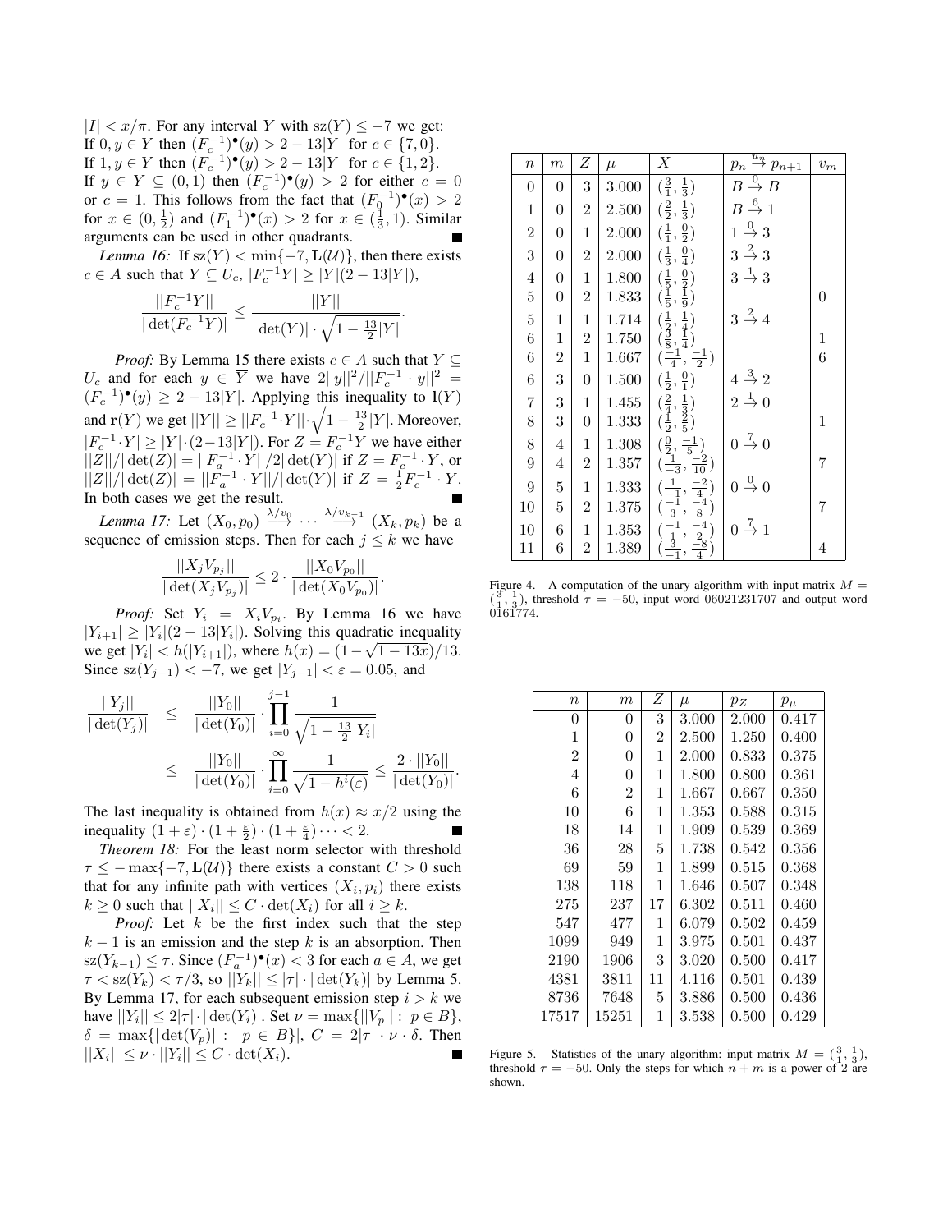$|I| < x/\pi$. For any interval $Y$ with $\mathrm{sz}(Y) \leq -7$ we get:
If $0, y \in Y$ then $(F_c^{-1})^\bullet(y) > 2 - 13|Y|$ for $c \in \{7, 0\}$.
If $1, y \in Y$ then $(F_c^{-1})^\bullet(y) > 2 - 13|Y|$ for $c \in \{1, 2\}$.
If $y \in Y \subseteq (0, 1)$ then $(F_c^{-1})^\bullet(y) > 2$ for either $c = 0$ or $c = 1$. This follows from the fact that $(F_0^{-1})^\bullet(x) > 2$ for $x \in (0, \frac{1}{2})$ and $(F_1^{-1})^\bullet(x) > 2$ for $x \in (\frac{1}{3}, 1)$. Similar arguments can be used in other quadrants. ∎

*Lemma 16:* If $\mathrm{sz}(Y) < \min\{-7, \mathbf{L}(\mathcal{U})\}$, then there exists $c \in A$ such that $Y \subseteq U_c$, $|F_c^{-1}Y| \geq |Y|(2 - 13|Y|)$,

$$\frac{||F_c^{-1}Y||}{|\det(F_c^{-1}Y)|} \leq \frac{||Y||}{|\det(Y)| \cdot \sqrt{1 - \frac{13}{2}|Y|}}.$$

*Proof:* By Lemma 15 there exists $c \in A$ such that $Y \subseteq U_c$ and for each $y \in \overline{Y}$ we have $2||y||^2/||F_c^{-1} \cdot y||^2 = (F_c^{-1})^\bullet(y) \geq 2 - 13|Y|$. Applying this inequality to $\mathbf{l}(Y)$ and $\mathbf{r}(Y)$ we get $||Y|| \geq ||F_c^{-1} \cdot Y|| \cdot \sqrt{1 - \frac{13}{2}|Y|}$. Moreover, $|F_c^{-1} \cdot Y| \geq |Y| \cdot (2 - 13|Y|)$. For $Z = F_c^{-1}Y$ we have either $||Z||/|\det(Z)| = ||F_a^{-1} \cdot Y||/2|\det(Y)|$ if $Z = F_c^{-1} \cdot Y$, or $||Z||/|\det(Z)| = ||F_a^{-1} \cdot Y||/|\det(Y)|$ if $Z = \frac{1}{2}F_c^{-1} \cdot Y$. In both cases we get the result. ∎

*Lemma 17:* Let $(X_0, p_0) \stackrel{\lambda/v_0}{\longrightarrow} \cdots \stackrel{\lambda/v_{k-1}}{\longrightarrow} (X_k, p_k)$ be a sequence of emission steps. Then for each $j \leq k$ we have

$$\frac{||X_j V_{p_j}||}{|\det(X_j V_{p_j})|} \leq 2 \cdot \frac{||X_0 V_{p_0}||}{|\det(X_0 V_{p_0})|}.$$

*Proof:* Set $Y_i = X_i V_{p_i}$. By Lemma 16 we have $|Y_{i+1}| \geq |Y_i|(2 - 13|Y_i|)$. Solving this quadratic inequality we get $|Y_i| < h(|Y_{i+1}|)$, where $h(x) = (1 - \sqrt{1 - 13x})/13$. Since $\mathrm{sz}(Y_{j-1}) < -7$, we get $|Y_{j-1}| < \varepsilon = 0.05$, and

$$\begin{aligned}
\frac{||Y_j||}{|\det(Y_j)|} &\leq \frac{||Y_0||}{|\det(Y_0)|} \cdot \prod_{i=0}^{j-1} \frac{1}{\sqrt{1 - \frac{13}{2}|Y_i|}} \\
&\leq \frac{||Y_0||}{|\det(Y_0)|} \cdot \prod_{i=0}^{\infty} \frac{1}{\sqrt{1 - h^i(\varepsilon)}} \leq \frac{2 \cdot ||Y_0||}{|\det(Y_0)|}.
\end{aligned}$$

The last inequality is obtained from $h(x) \approx x/2$ using the inequality $(1 + \varepsilon) \cdot (1 + \frac{\varepsilon}{2}) \cdot (1 + \frac{\varepsilon}{4}) \cdots < 2$. ∎

*Theorem 18:* For the least norm selector with threshold $\tau \leq -\max\{-7, \mathbf{L}(\mathcal{U})\}$ there exists a constant $C > 0$ such that for any infinite path with vertices $(X_i, p_i)$ there exists $k \geq 0$ such that $||X_i|| \leq C \cdot \det(X_i)$ for all $i \geq k$.

*Proof:* Let $k$ be the first index such that the step $k - 1$ is an emission and the step $k$ is an absorption. Then $\mathrm{sz}(Y_{k-1}) \leq \tau$. Since $(F_a^{-1})^\bullet(x) < 3$ for each $a \in A$, we get $\tau < \mathrm{sz}(Y_k) < \tau/3$, so $||Y_k|| \leq |\tau| \cdot |\det(Y_k)|$ by Lemma 5. By Lemma 17, for each subsequent emission step $i > k$ we have $||Y_i|| \leq 2|\tau| \cdot |\det(Y_i)|$. Set $\nu = \max\{||V_p|| : p \in B\}$, $\delta = \max\{|\det(V_p)| : p \in B\}|$, $C = 2|\tau| \cdot \nu \cdot \delta$. Then $||X_i|| \leq \nu \cdot ||Y_i|| \leq C \cdot \det(X_i)$. ∎

| $n$ | $m$ | $Z$ | $\mu$ | $X$ | $p_n \stackrel{u_n}{\to} p_{n+1}$ | $v_m$ |
|---|---|---|---|---|---|---|
| 0 | 0 | 3 | 3.000 | $(\frac{3}{1}, \frac{1}{3})$ | $B \stackrel{0}{\to} B$ | |
| 1 | 0 | 2 | 2.500 | $(\frac{2}{2}, \frac{1}{3})$ | $B \stackrel{6}{\to} 1$ | |
| 2 | 0 | 1 | 2.000 | $(\frac{1}{1}, \frac{0}{2})$ | $1 \stackrel{0}{\to} 3$ | |
| 3 | 0 | 2 | 2.000 | $(\frac{1}{3}, \frac{0}{4})$ | $3 \stackrel{2}{\to} 3$ | |
| 4 | 0 | 1 | 1.800 | $(\frac{1}{5}, \frac{0}{2})$ | $3 \stackrel{1}{\to} 3$ | |
| 5 | 0 | 2 | 1.833 | $(\frac{1}{5}, \frac{1}{9})$ | | 0 |
| 5 | 1 | 1 | 1.714 | $(\frac{1}{2}, \frac{1}{4})$ | $3 \stackrel{2}{\to} 4$ | |
| 6 | 1 | 2 | 1.750 | $(\frac{3}{8}, \frac{1}{4})$ | | 1 |
| 6 | 2 | 1 | 1.667 | $(\frac{-1}{4}, \frac{-1}{2})$ | | 6 |
| 6 | 3 | 0 | 1.500 | $(\frac{1}{2}, \frac{0}{1})$ | $4 \stackrel{3}{\to} 2$ | |
| 7 | 3 | 1 | 1.455 | $(\frac{2}{4}, \frac{1}{3})$ | $2 \stackrel{1}{\to} 0$ | |
| 8 | 3 | 0 | 1.333 | $(\frac{1}{2}, \frac{2}{5})$ | | 1 |
| 8 | 4 | 1 | 1.308 | $(\frac{0}{2}, \frac{-1}{5})$ | $0 \stackrel{7}{\to} 0$ | |
| 9 | 4 | 2 | 1.357 | $(\frac{1}{-3}, \frac{-2}{10})$ | | 7 |
| 9 | 5 | 1 | 1.333 | $(\frac{1}{-1}, \frac{-2}{4})$ | $0 \stackrel{0}{\to} 0$ | |
| 10 | 5 | 2 | 1.375 | $(\frac{-1}{3}, \frac{-4}{8})$ | | 7 |
| 10 | 6 | 1 | 1.353 | $(\frac{-1}{1}, \frac{-4}{2})$ | $0 \stackrel{7}{\to} 1$ | |
| 11 | 6 | 2 | 1.389 | $(\frac{3}{-1}, \frac{-8}{4})$ | | 4 |

Figure 4. A computation of the unary algorithm with input matrix $M = (\frac{3}{1}, \frac{1}{3})$, threshold $\tau = -50$, input word 06021231707 and output word 0161774.

| $n$ | $m$ | $Z$ | $\mu$ | $p_Z$ | $p_\mu$ |
|---|---|---|---|---|---|
| 0 | 0 | 3 | 3.000 | 2.000 | 0.417 |
| 1 | 0 | 2 | 2.500 | 1.250 | 0.400 |
| 2 | 0 | 1 | 2.000 | 0.833 | 0.375 |
| 4 | 0 | 1 | 1.800 | 0.800 | 0.361 |
| 6 | 2 | 1 | 1.667 | 0.667 | 0.350 |
| 10 | 6 | 1 | 1.353 | 0.588 | 0.315 |
| 18 | 14 | 1 | 1.909 | 0.539 | 0.369 |
| 36 | 28 | 5 | 1.738 | 0.542 | 0.356 |
| 69 | 59 | 1 | 1.899 | 0.515 | 0.368 |
| 138 | 118 | 1 | 1.646 | 0.507 | 0.348 |
| 275 | 237 | 17 | 6.302 | 0.511 | 0.460 |
| 547 | 477 | 1 | 6.079 | 0.502 | 0.459 |
| 1099 | 949 | 1 | 3.975 | 0.501 | 0.437 |
| 2190 | 1906 | 3 | 3.020 | 0.500 | 0.417 |
| 4381 | 3811 | 11 | 4.116 | 0.501 | 0.439 |
| 8736 | 7648 | 5 | 3.886 | 0.500 | 0.436 |
| 17517 | 15251 | 1 | 3.538 | 0.500 | 0.429 |

Figure 5. Statistics of the unary algorithm: input matrix $M = (\frac{3}{1}, \frac{1}{3})$, threshold $\tau = -50$. Only the steps for which $n + m$ is a power of 2 are shown.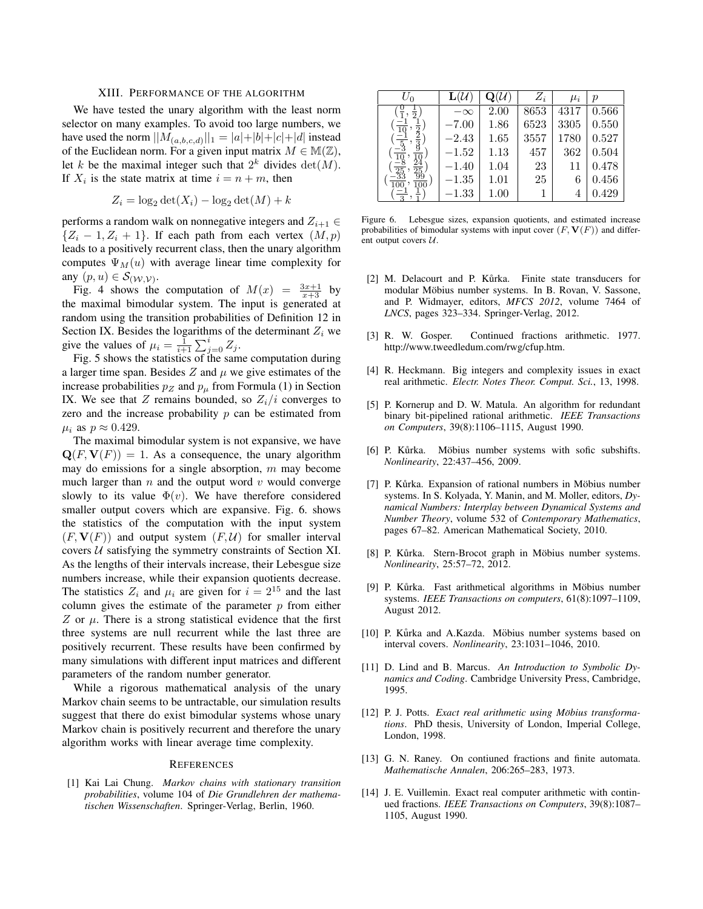## XIII. Performance of the algorithm

We have tested the unary algorithm with the least norm selector on many examples. To avoid too large numbers, we have used the norm $||M_{(a,b,c,d)}||_1 = |a|+|b|+|c|+|d|$ instead of the Euclidean norm. For a given input matrix $M \in \mathbb{M}(\mathbb{Z})$, let $k$ be the maximal integer such that $2^k$ divides $\det(M)$. If $X_i$ is the state matrix at time $i = n + m$, then

$$Z_i = \log_2 \det(X_i) - \log_2 \det(M) + k$$

performs a random walk on nonnegative integers and $Z_{i+1} \in \{Z_i - 1, Z_i + 1\}$. If each path from each vertex $(M, p)$ leads to a positively recurrent class, then the unary algorithm computes $\Psi_M(u)$ with average linear time complexity for any $(p, u) \in \mathcal{S}_{(\mathcal{W},\mathcal{V})}$.

Fig. 4 shows the computation of $M(x) = \frac{3x+1}{x+3}$ by the maximal bimodular system. The input is generated at random using the transition probabilities of Definition 12 in Section IX. Besides the logarithms of the determinant $Z_i$ we give the values of $\mu_i = \frac{1}{i+1}\sum_{j=0}^{i} Z_j$.

Fig. 5 shows the statistics of the same computation during a larger time span. Besides $Z$ and $\mu$ we give estimates of the increase probabilities $p_Z$ and $p_\mu$ from Formula (1) in Section IX. We see that $Z$ remains bounded, so $Z_i/i$ converges to zero and the increase probability $p$ can be estimated from $\mu_i$ as $p \approx 0.429$.

The maximal bimodular system is not expansive, we have $\mathbf{Q}(F, \mathbf{V}(F)) = 1$. As a consequence, the unary algorithm may do emissions for a single absorption, $m$ may become much larger than $n$ and the output word $v$ would converge slowly to its value $\Phi(v)$. We have therefore considered smaller output covers which are expansive. Fig. 6. shows the statistics of the computation with the input system $(F, \mathbf{V}(F))$ and output system $(F, \mathcal{U})$ for smaller interval covers $\mathcal{U}$ satisfying the symmetry constraints of Section XI. As the lengths of their intervals increase, their Lebesgue size numbers increase, while their expansion quotients decrease. The statistics $Z_i$ and $\mu_i$ are given for $i = 2^{15}$ and the last column gives the estimate of the parameter $p$ from either $Z$ or $\mu$. There is a strong statistical evidence that the first three systems are null recurrent while the last three are positively recurrent. These results have been confirmed by many simulations with different input matrices and different parameters of the random number generator.

While a rigorous mathematical analysis of the unary Markov chain seems to be untractable, our simulation results suggest that there do exist bimodular systems whose unary Markov chain is positively recurrent and therefore the unary algorithm works with linear average time complexity.

| $U_0$ | $\mathbf{L}(\mathcal{U})$ | $\mathbf{Q}(\mathcal{U})$ | $Z_i$ | $\mu_i$ | $p$ |
|---|---|---|---|---|---|
| $(\frac{0}{1}, \frac{1}{2})$ | $-\infty$ | 2.00 | 8653 | 4317 | 0.566 |
| $(\frac{-1}{10}, \frac{1}{2})$ | $-7.00$ | 1.86 | 6523 | 3305 | 0.550 |
| $(\frac{-1}{5}, \frac{2}{3})$ | $-2.43$ | 1.65 | 3557 | 1780 | 0.527 |
| $(\frac{-3}{10}, \frac{9}{10})$ | $-1.52$ | 1.13 | 457 | 362 | 0.504 |
| $(\frac{-8}{25}, \frac{24}{25})$ | $-1.40$ | 1.04 | 23 | 11 | 0.478 |
| $(\frac{-33}{100}, \frac{99}{100})$ | $-1.35$ | 1.01 | 25 | 6 | 0.456 |
| $(\frac{-1}{3}, \frac{1}{1})$ | $-1.33$ | 1.00 | 1 | 4 | 0.429 |

Figure 6. Lebesgue sizes, expansion quotients, and estimated increase probabilities of bimodular systems with input cover $(F, \mathbf{V}(F))$ and different output covers $\mathcal{U}$.

## References

[1] Kai Lai Chung. *Markov chains with stationary transition probabilities*, volume 104 of *Die Grundlehren der mathematischen Wissenschaften*. Springer-Verlag, Berlin, 1960.

[2] M. Delacourt and P. Kůrka. Finite state transducers for modular Möbius number systems. In B. Rovan, V. Sassone, and P. Widmayer, editors, *MFCS 2012*, volume 7464 of *LNCS*, pages 323–334. Springer-Verlag, 2012.

[3] R. W. Gosper. Continued fractions arithmetic. 1977. http://www.tweedledum.com/rwg/cfup.htm.

[4] R. Heckmann. Big integers and complexity issues in exact real arithmetic. *Electr. Notes Theor. Comput. Sci.*, 13, 1998.

[5] P. Kornerup and D. W. Matula. An algorithm for redundant binary bit-pipelined rational arithmetic. *IEEE Transactions on Computers*, 39(8):1106–1115, August 1990.

[6] P. Kůrka. Möbius number systems with sofic subshifts. *Nonlinearity*, 22:437–456, 2009.

[7] P. Kůrka. Expansion of rational numbers in Möbius number systems. In S. Kolyada, Y. Manin, and M. Moller, editors, *Dynamical Numbers: Interplay between Dynamical Systems and Number Theory*, volume 532 of *Contemporary Mathematics*, pages 67–82. American Mathematical Society, 2010.

[8] P. Kůrka. Stern-Brocot graph in Möbius number systems. *Nonlinearity*, 25:57–72, 2012.

[9] P. Kůrka. Fast arithmetical algorithms in Möbius number systems. *IEEE Transactions on computers*, 61(8):1097–1109, August 2012.

[10] P. Kůrka and A.Kazda. Möbius number systems based on interval covers. *Nonlinearity*, 23:1031–1046, 2010.

[11] D. Lind and B. Marcus. *An Introduction to Symbolic Dynamics and Coding*. Cambridge University Press, Cambridge, 1995.

[12] P. J. Potts. *Exact real arithmetic using Möbius transformations*. PhD thesis, University of London, Imperial College, London, 1998.

[13] G. N. Raney. On contiuned fractions and finite automata. *Mathematische Annalen*, 206:265–283, 1973.

[14] J. E. Vuillemin. Exact real computer arithmetic with continued fractions. *IEEE Transactions on Computers*, 39(8):1087–1105, August 1990.